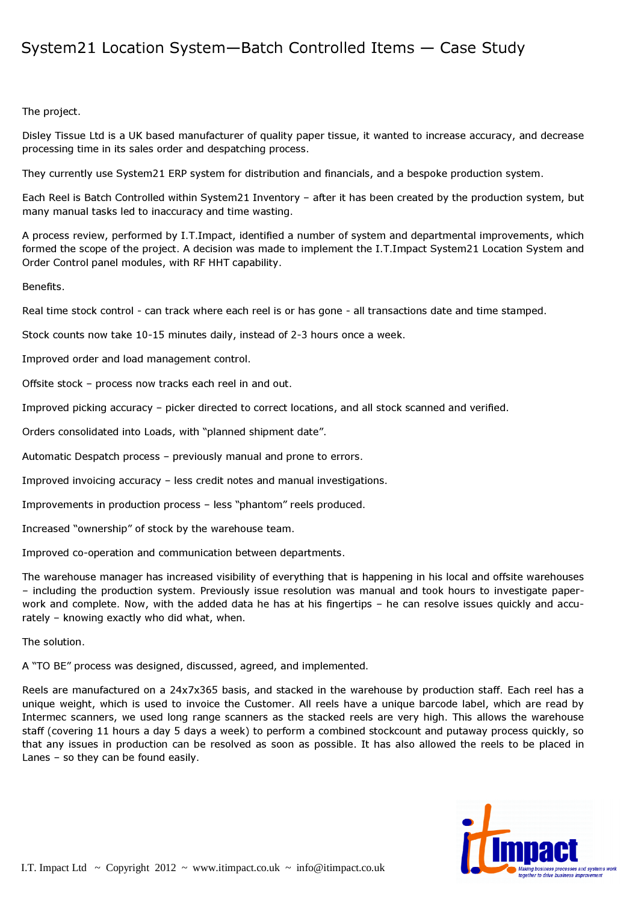# System21 Location System—Batch Controlled Items — Case Study

The project.

Disley Tissue Ltd is a UK based manufacturer of quality paper tissue, it wanted to increase accuracy, and decrease processing time in its sales order and despatching process.

They currently use System21 ERP system for distribution and financials, and a bespoke production system.

Each Reel is Batch Controlled within System21 Inventory – after it has been created by the production system, but many manual tasks led to inaccuracy and time wasting.

A process review, performed by I.T.Impact, identified a number of system and departmental improvements, which formed the scope of the project. A decision was made to implement the I.T.Impact System21 Location System and Order Control panel modules, with RF HHT capability.

Benefits.

Real time stock control - can track where each reel is or has gone - all transactions date and time stamped.

Stock counts now take 10-15 minutes daily, instead of 2-3 hours once a week.

Improved order and load management control.

Offsite stock – process now tracks each reel in and out.

Improved picking accuracy – picker directed to correct locations, and all stock scanned and verified.

Orders consolidated into Loads, with "planned shipment date".

Automatic Despatch process – previously manual and prone to errors.

Improved invoicing accuracy – less credit notes and manual investigations.

Improvements in production process – less "phantom" reels produced.

Increased "ownership" of stock by the warehouse team.

Improved co-operation and communication between departments.

The warehouse manager has increased visibility of everything that is happening in his local and offsite warehouses – including the production system. Previously issue resolution was manual and took hours to investigate paper-work and complete. Now, with the added data he has at his fingertips – he can resolve issues quickly and accurately – knowing exactly who did what, when.

The solution.

A "TO BE" process was designed, discussed, agreed, and implemented.

Reels are manufactured on a 24x7x365 basis, and stacked in the warehouse by production staff. Each reel has a unique weight, which is used to invoice the Customer. All reels have a unique barcode label, which are read by Intermec scanners, we used long range scanners as the stacked reels are very high. This allows the warehouse staff (covering 11 hours a day 5 days a week) to perform a combined stockcount and putaway process quickly, so that any issues in production can be resolved as soon as possible. It has also allowed the reels to be placed in Lanes – so they can be found easily.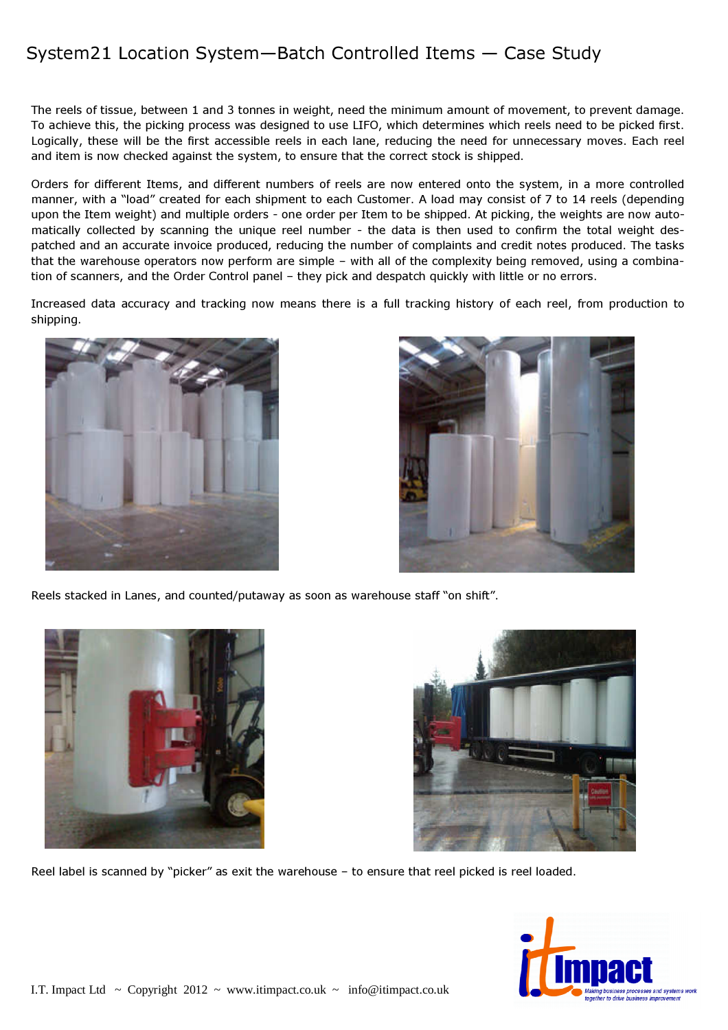# System21 Location System—Batch Controlled Items — Case Study

The reels of tissue, between 1 and 3 tonnes in weight, need the minimum amount of movement, to prevent damage. To achieve this, the picking process was designed to use LIFO, which determines which reels need to be picked first. Logically, these will be the first accessible reels in each lane, reducing the need for unnecessary moves. Each reel and item is now checked against the system, to ensure that the correct stock is shipped.

Orders for different Items, and different numbers of reels are now entered onto the system, in a more controlled manner, with a "load" created for each shipment to each Customer. A load may consist of 7 to 14 reels (depending upon the Item weight) and multiple orders - one order per Item to be shipped. At picking, the weights are now automatically collected by scanning the unique reel number - the data is then used to confirm the total weight despatched and an accurate invoice produced, reducing the number of complaints and credit notes produced. The tasks that the warehouse operators now perform are simple – with all of the complexity being removed, using a combination of scanners, and the Order Control panel – they pick and despatch quickly with little or no errors.

Increased data accuracy and tracking now means there is a full tracking history of each reel, from production to shipping.

Reels stacked in Lanes, and counted/putaway as soon as warehouse staff "on shift".

Reel label is scanned by "picker" as exit the warehouse – to ensure that reel picked is reel loaded.

I.T. Impact Ltd ~ Copyright 2012 ~ www.itimpact.co.uk ~ info@itimpact.co.uk